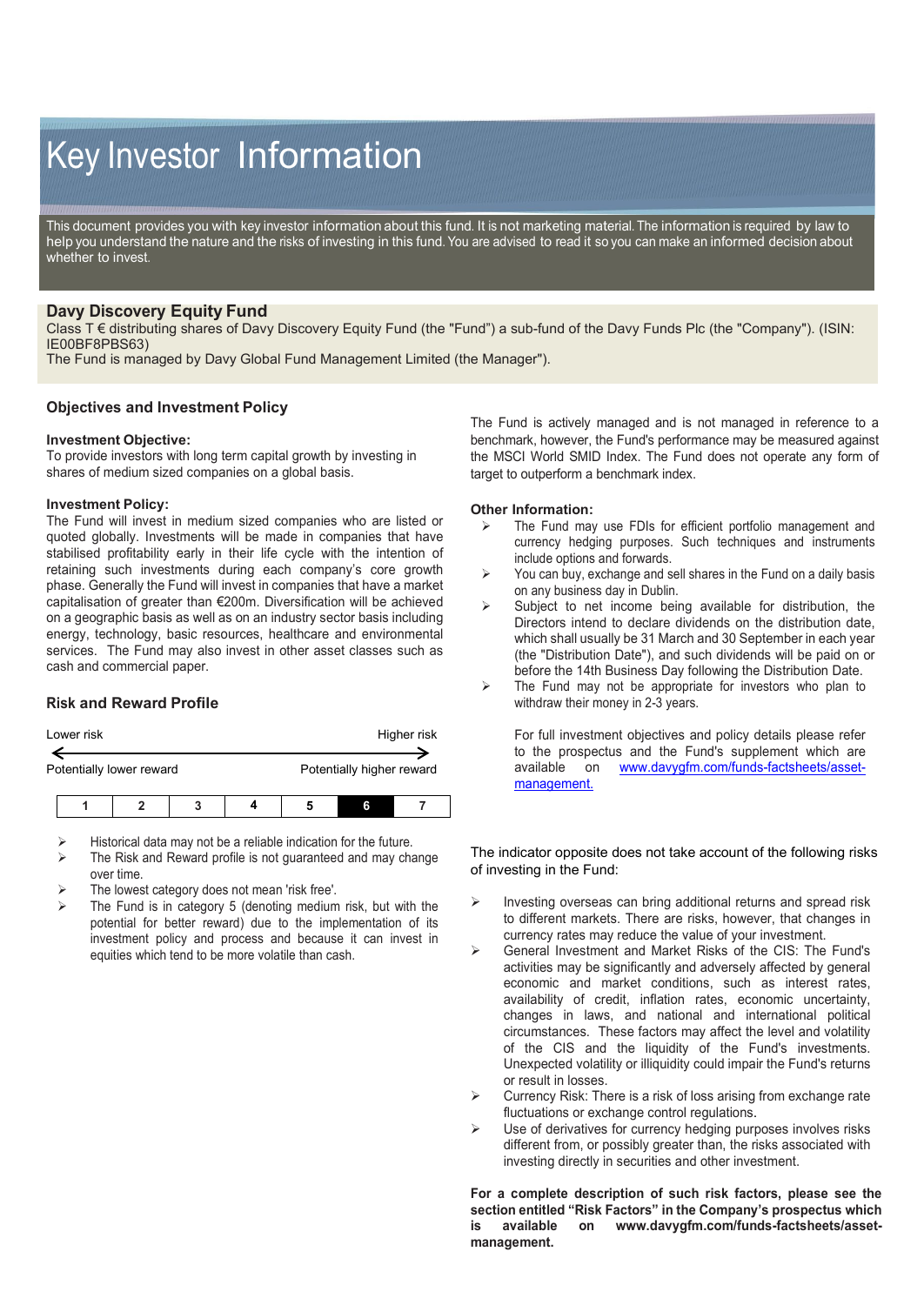# Key Investor Information

This document provides you with key investor information about this fund. It is not marketing material. The information is required by law to help you understand the nature and the risks of investing in this fund. You are advised to read it so you can make an informed decision about whether to invest.

## Davy Discovery Equity Fund

Class T € distributing shares of Davy Discovery Equity Fund (the "Fund") a sub-fund of the Davy Funds Plc (the "Company"). (ISIN: IE00BF8PBS63)
The Fund is managed by Davy Global Fund Management Limited (the Manager").

## Objectives and Investment Policy

**Investment Objective:**
To provide investors with long term capital growth by investing in shares of medium sized companies on a global basis.

**Investment Policy:**
The Fund will invest in medium sized companies who are listed or quoted globally. Investments will be made in companies that have stabilised profitability early in their life cycle with the intention of retaining such investments during each company's core growth phase. Generally the Fund will invest in companies that have a market capitalisation of greater than €200m. Diversification will be achieved on a geographic basis as well as on an industry sector basis including energy, technology, basic resources, healthcare and environmental services. The Fund may also invest in other asset classes such as cash and commercial paper.

The Fund is actively managed and is not managed in reference to a benchmark, however, the Fund's performance may be measured against the MSCI World SMID Index. The Fund does not operate any form of target to outperform a benchmark index.

**Other Information:**

- The Fund may use FDIs for efficient portfolio management and currency hedging purposes. Such techniques and instruments include options and forwards.
- You can buy, exchange and sell shares in the Fund on a daily basis on any business day in Dublin.
- Subject to net income being available for distribution, the Directors intend to declare dividends on the distribution date, which shall usually be 31 March and 30 September in each year (the "Distribution Date"), and such dividends will be paid on or before the 14th Business Day following the Distribution Date.
- The Fund may not be appropriate for investors who plan to withdraw their money in 2-3 years.

For full investment objectives and policy details please refer to the prospectus and the Fund's supplement which are available on [www.davygfm.com/funds-factsheets/asset-management.](www.davygfm.com/funds-factsheets/asset-management)

## Risk and Reward Profile

Lower risk ← → Higher risk

Potentially lower reward — Potentially higher reward

| 1 | 2 | 3 | 4 | 5 | **6** | 7 |
|---|---|---|---|---|---|---|

- Historical data may not be a reliable indication for the future.
- The Risk and Reward profile is not guaranteed and may change over time.
- The lowest category does not mean 'risk free'.
- The Fund is in category 5 (denoting medium risk, but with the potential for better reward) due to the implementation of its investment policy and process and because it can invest in equities which tend to be more volatile than cash.

The indicator opposite does not take account of the following risks of investing in the Fund:

- Investing overseas can bring additional returns and spread risk to different markets. There are risks, however, that changes in currency rates may reduce the value of your investment.
- General Investment and Market Risks of the CIS: The Fund's activities may be significantly and adversely affected by general economic and market conditions, such as interest rates, availability of credit, inflation rates, economic uncertainty, changes in laws, and national and international political circumstances. These factors may affect the level and volatility of the CIS and the liquidity of the Fund's investments. Unexpected volatility or illiquidity could impair the Fund's returns or result in losses.
- Currency Risk: There is a risk of loss arising from exchange rate fluctuations or exchange control regulations.
- Use of derivatives for currency hedging purposes involves risks different from, or possibly greater than, the risks associated with investing directly in securities and other investment.

**For a complete description of such risk factors, please see the section entitled "Risk Factors" in the Company's prospectus which is available on www.davygfm.com/funds-factsheets/asset-management.**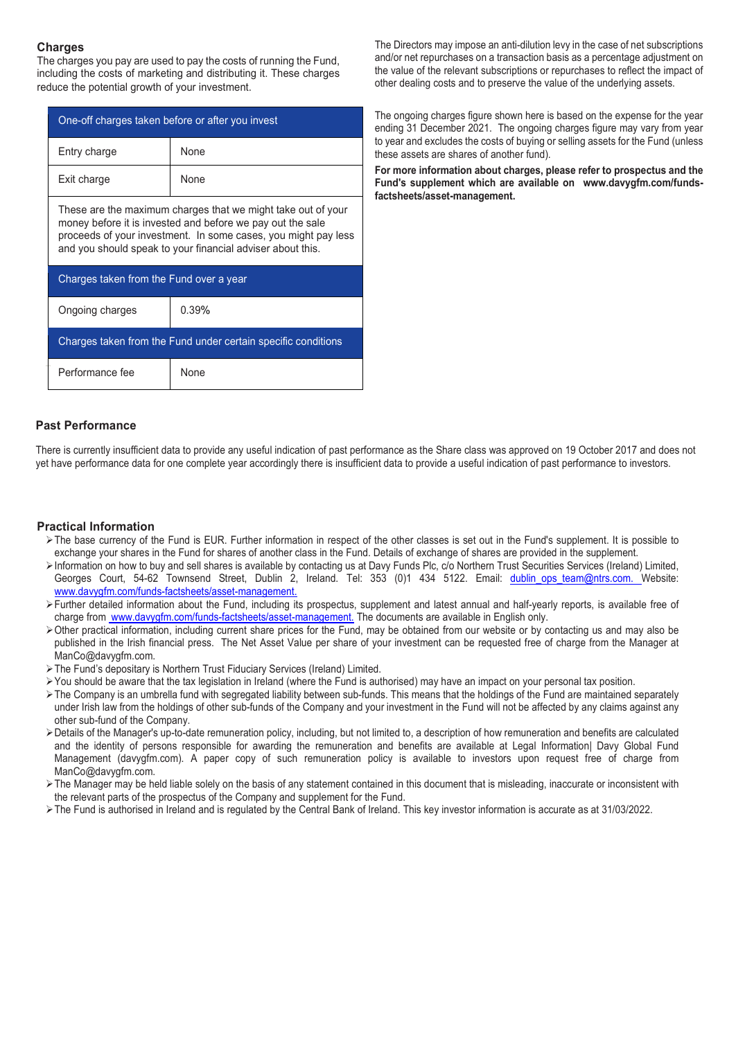## Charges

The charges you pay are used to pay the costs of running the Fund, including the costs of marketing and distributing it. These charges reduce the potential growth of your investment.

| One-off charges taken before or after you invest | |
|---|---|
| Entry charge | None |
| Exit charge | None |
| These are the maximum charges that we might take out of your money before it is invested and before we pay out the sale proceeds of your investment. In some cases, you might pay less and you should speak to your financial adviser about this. | |
| **Charges taken from the Fund over a year** | |
| Ongoing charges | 0.39% |
| **Charges taken from the Fund under certain specific conditions** | |
| Performance fee | None |

The Directors may impose an anti-dilution levy in the case of net subscriptions and/or net repurchases on a transaction basis as a percentage adjustment on the value of the relevant subscriptions or repurchases to reflect the impact of other dealing costs and to preserve the value of the underlying assets.

The ongoing charges figure shown here is based on the expense for the year ending 31 December 2021. The ongoing charges figure may vary from year to year and excludes the costs of buying or selling assets for the Fund (unless these assets are shares of another fund).

**For more information about charges, please refer to prospectus and the Fund's supplement which are available on www.davygfm.com/funds-factsheets/asset-management.**

## Past Performance

There is currently insufficient data to provide any useful indication of past performance as the Share class was approved on 19 October 2017 and does not yet have performance data for one complete year accordingly there is insufficient data to provide a useful indication of past performance to investors.

## Practical Information

- The base currency of the Fund is EUR. Further information in respect of the other classes is set out in the Fund's supplement. It is possible to exchange your shares in the Fund for shares of another class in the Fund. Details of exchange of shares are provided in the supplement.
- Information on how to buy and sell shares is available by contacting us at Davy Funds Plc, c/o Northern Trust Securities Services (Ireland) Limited, Georges Court, 54-62 Townsend Street, Dublin 2, Ireland. Tel: 353 (0)1 434 5122. Email: dublin_ops_team@ntrs.com. Website: www.davygfm.com/funds-factsheets/asset-management.
- Further detailed information about the Fund, including its prospectus, supplement and latest annual and half-yearly reports, is available free of charge from www.davygfm.com/funds-factsheets/asset-management. The documents are available in English only.
- Other practical information, including current share prices for the Fund, may be obtained from our website or by contacting us and may also be published in the Irish financial press. The Net Asset Value per share of your investment can be requested free of charge from the Manager at ManCo@davygfm.com.
- The Fund's depositary is Northern Trust Fiduciary Services (Ireland) Limited.
- You should be aware that the tax legislation in Ireland (where the Fund is authorised) may have an impact on your personal tax position.
- The Company is an umbrella fund with segregated liability between sub-funds. This means that the holdings of the Fund are maintained separately under Irish law from the holdings of other sub-funds of the Company and your investment in the Fund will not be affected by any claims against any other sub-fund of the Company.
- Details of the Manager's up-to-date remuneration policy, including, but not limited to, a description of how remuneration and benefits are calculated and the identity of persons responsible for awarding the remuneration and benefits are available at Legal Information| Davy Global Fund Management (davygfm.com). A paper copy of such remuneration policy is available to investors upon request free of charge from ManCo@davygfm.com.
- The Manager may be held liable solely on the basis of any statement contained in this document that is misleading, inaccurate or inconsistent with the relevant parts of the prospectus of the Company and supplement for the Fund.
- The Fund is authorised in Ireland and is regulated by the Central Bank of Ireland. This key investor information is accurate as at 31/03/2022.